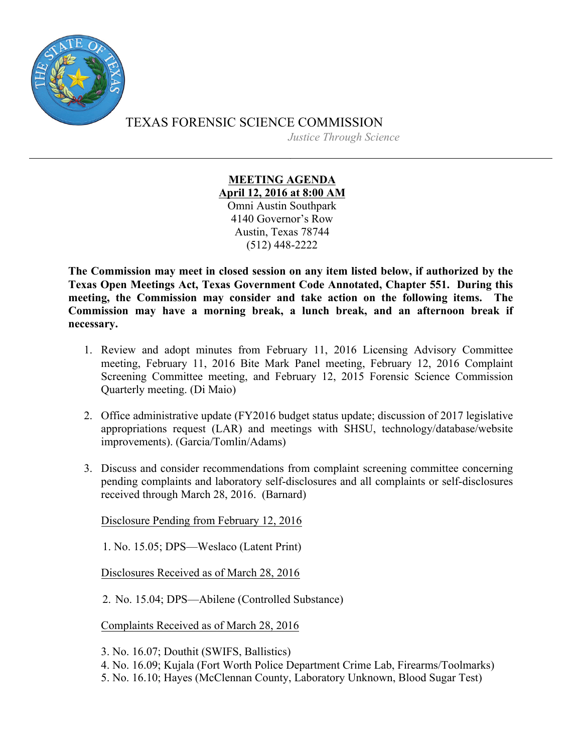# TEXAS FORENSIC SCIENCE COMMISSION

*Justice Through Science*

---

**MEETING AGENDA**
**April 12, 2016 at 8:00 AM**
Omni Austin Southpark
4140 Governor's Row
Austin, Texas 78744
(512) 448-2222

**The Commission may meet in closed session on any item listed below, if authorized by the Texas Open Meetings Act, Texas Government Code Annotated, Chapter 551. During this meeting, the Commission may consider and take action on the following items. The Commission may have a morning break, a lunch break, and an afternoon break if necessary.**

1. Review and adopt minutes from February 11, 2016 Licensing Advisory Committee meeting, February 11, 2016 Bite Mark Panel meeting, February 12, 2016 Complaint Screening Committee meeting, and February 12, 2015 Forensic Science Commission Quarterly meeting. (Di Maio)

2. Office administrative update (FY2016 budget status update; discussion of 2017 legislative appropriations request (LAR) and meetings with SHSU, technology/database/website improvements). (Garcia/Tomlin/Adams)

3. Discuss and consider recommendations from complaint screening committee concerning pending complaints and laboratory self-disclosures and all complaints or self-disclosures received through March 28, 2016. (Barnard)

   Disclosure Pending from February 12, 2016

   1. No. 15.05; DPS—Weslaco (Latent Print)

   Disclosures Received as of March 28, 2016

   2. No. 15.04; DPS—Abilene (Controlled Substance)

   Complaints Received as of March 28, 2016

   3. No. 16.07; Douthit (SWIFS, Ballistics)
   4. No. 16.09; Kujala (Fort Worth Police Department Crime Lab, Firearms/Toolmarks)
   5. No. 16.10; Hayes (McClennan County, Laboratory Unknown, Blood Sugar Test)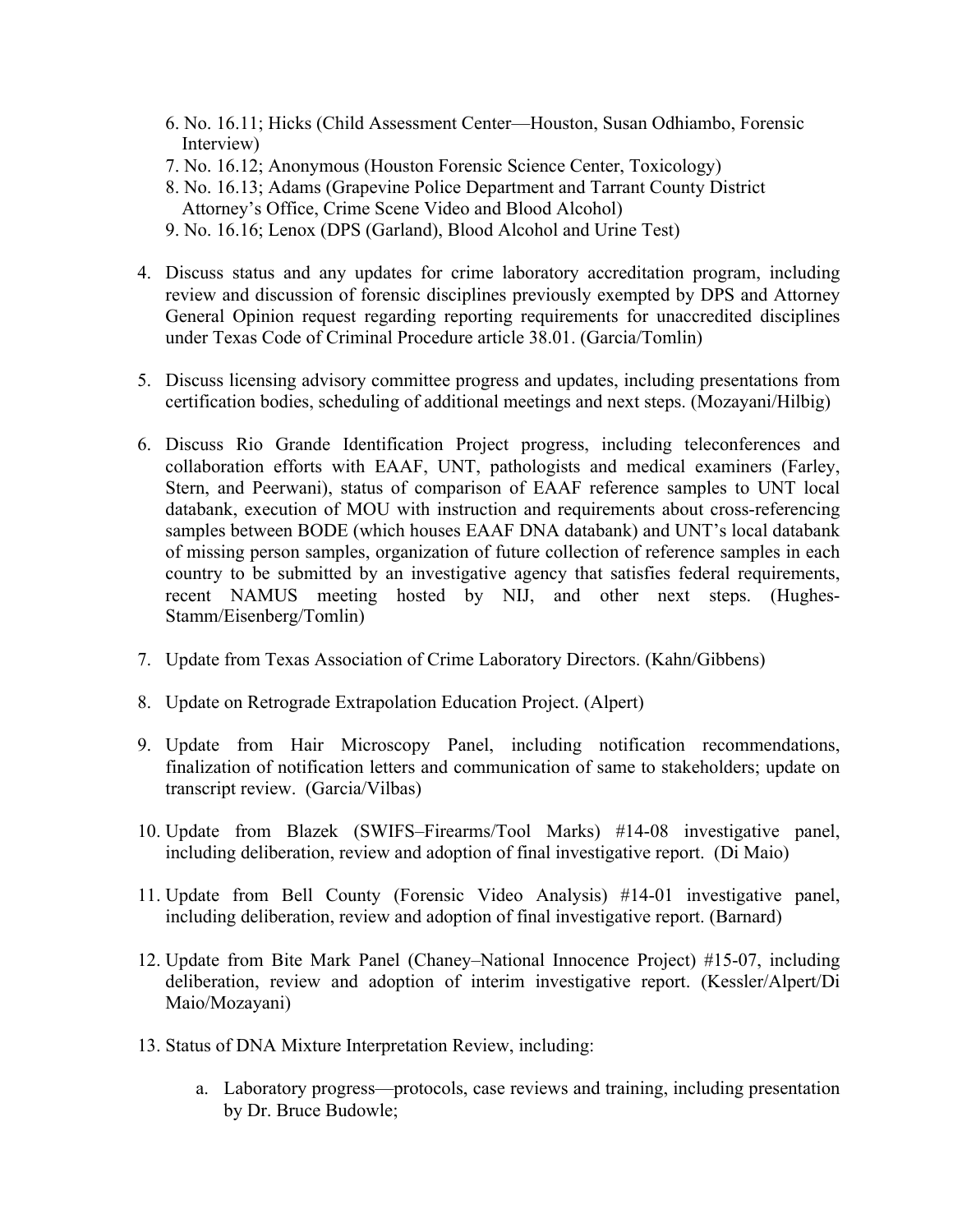6. No. 16.11; Hicks (Child Assessment Center—Houston, Susan Odhiambo, Forensic Interview)
7. No. 16.12; Anonymous (Houston Forensic Science Center, Toxicology)
8. No. 16.13; Adams (Grapevine Police Department and Tarrant County District Attorney's Office, Crime Scene Video and Blood Alcohol)
9. No. 16.16; Lenox (DPS (Garland), Blood Alcohol and Urine Test)

4. Discuss status and any updates for crime laboratory accreditation program, including review and discussion of forensic disciplines previously exempted by DPS and Attorney General Opinion request regarding reporting requirements for unaccredited disciplines under Texas Code of Criminal Procedure article 38.01. (Garcia/Tomlin)

5. Discuss licensing advisory committee progress and updates, including presentations from certification bodies, scheduling of additional meetings and next steps. (Mozayani/Hilbig)

6. Discuss Rio Grande Identification Project progress, including teleconferences and collaboration efforts with EAAF, UNT, pathologists and medical examiners (Farley, Stern, and Peerwani), status of comparison of EAAF reference samples to UNT local databank, execution of MOU with instruction and requirements about cross-referencing samples between BODE (which houses EAAF DNA databank) and UNT's local databank of missing person samples, organization of future collection of reference samples in each country to be submitted by an investigative agency that satisfies federal requirements, recent NAMUS meeting hosted by NIJ, and other next steps. (Hughes-Stamm/Eisenberg/Tomlin)

7. Update from Texas Association of Crime Laboratory Directors. (Kahn/Gibbens)

8. Update on Retrograde Extrapolation Education Project. (Alpert)

9. Update from Hair Microscopy Panel, including notification recommendations, finalization of notification letters and communication of same to stakeholders; update on transcript review. (Garcia/Vilbas)

10. Update from Blazek (SWIFS–Firearms/Tool Marks) #14-08 investigative panel, including deliberation, review and adoption of final investigative report. (Di Maio)

11. Update from Bell County (Forensic Video Analysis) #14-01 investigative panel, including deliberation, review and adoption of final investigative report. (Barnard)

12. Update from Bite Mark Panel (Chaney–National Innocence Project) #15-07, including deliberation, review and adoption of interim investigative report. (Kessler/Alpert/Di Maio/Mozayani)

13. Status of DNA Mixture Interpretation Review, including:

    a. Laboratory progress—protocols, case reviews and training, including presentation by Dr. Bruce Budowle;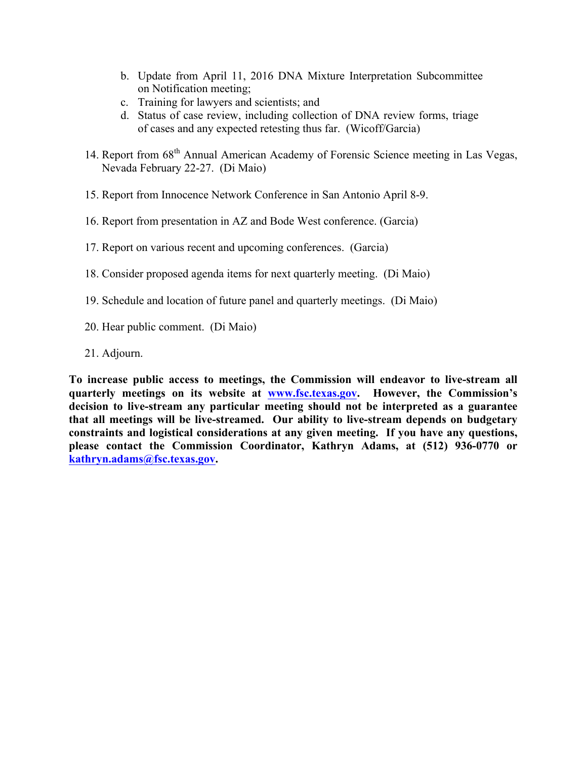b. Update from April 11, 2016 DNA Mixture Interpretation Subcommittee on Notification meeting;
   c. Training for lawyers and scientists; and
   d. Status of case review, including collection of DNA review forms, triage of cases and any expected retesting thus far. (Wicoff/Garcia)

14. Report from 68th Annual American Academy of Forensic Science meeting in Las Vegas, Nevada February 22-27. (Di Maio)

15. Report from Innocence Network Conference in San Antonio April 8-9.

16. Report from presentation in AZ and Bode West conference. (Garcia)

17. Report on various recent and upcoming conferences. (Garcia)

18. Consider proposed agenda items for next quarterly meeting. (Di Maio)

19. Schedule and location of future panel and quarterly meetings. (Di Maio)

20. Hear public comment. (Di Maio)

21. Adjourn.

**To increase public access to meetings, the Commission will endeavor to live-stream all quarterly meetings on its website at www.fsc.texas.gov. However, the Commission's decision to live-stream any particular meeting should not be interpreted as a guarantee that all meetings will be live-streamed. Our ability to live-stream depends on budgetary constraints and logistical considerations at any given meeting. If you have any questions, please contact the Commission Coordinator, Kathryn Adams, at (512) 936-0770 or kathryn.adams@fsc.texas.gov.**